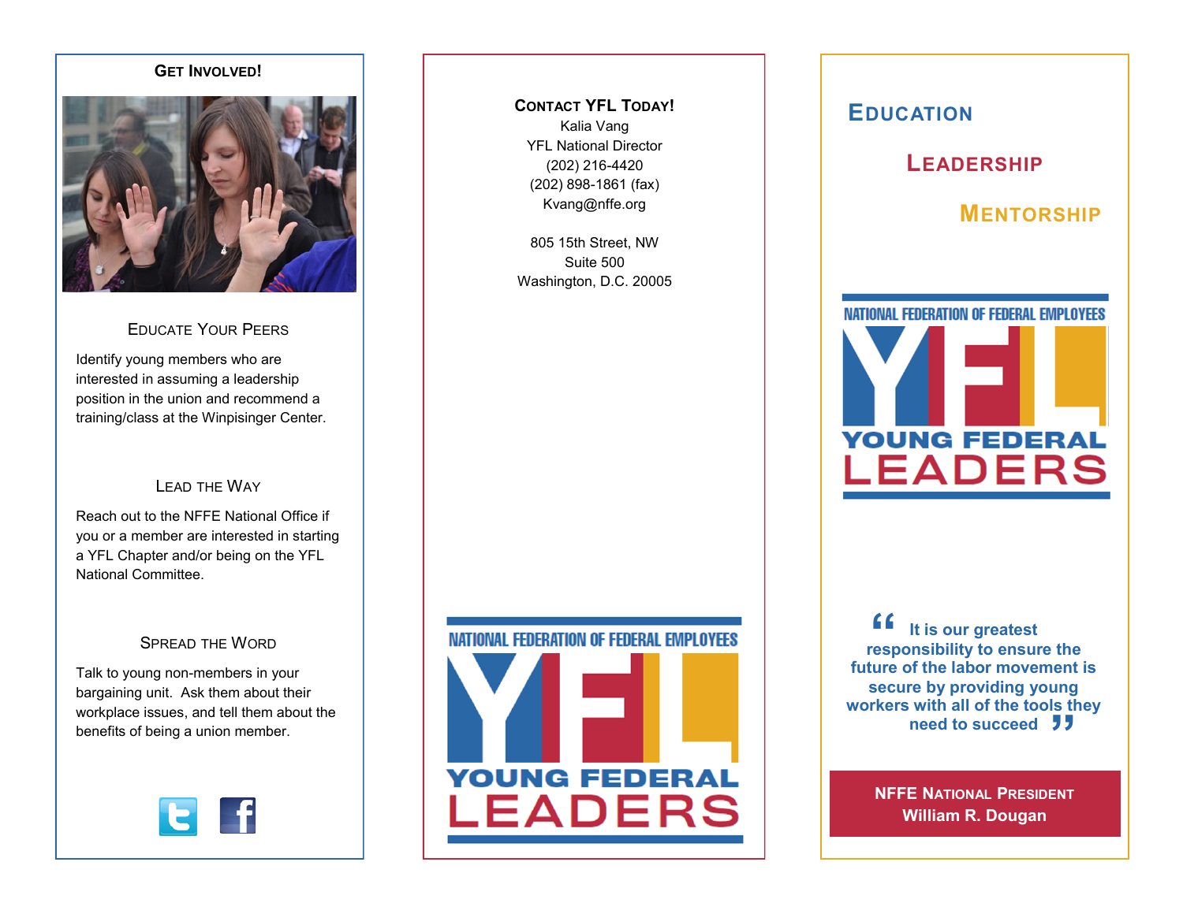## Get Involved!

### Educate Your Peers

Identify young members who are interested in assuming a leadership position in the union and recommend a training/class at the Winpisinger Center.

### Lead the Way

Reach out to the NFFE National Office if you or a member are interested in starting a YFL Chapter and/or being on the YFL National Committee.

### Spread the Word

Talk to young non-members in your bargaining unit. Ask them about their workplace issues, and tell them about the benefits of being a union member.

## Contact YFL Today!

Kalia Vang
YFL National Director
(202) 216-4420
(202) 898-1861 (fax)
Kvang@nffe.org

805 15th Street, NW
Suite 500
Washington, D.C. 20005

NATIONAL FEDERATION OF FEDERAL EMPLOYEES
YFL
YOUNG FEDERAL LEADERS

# Education

# Leadership

# Mentorship

NATIONAL FEDERATION OF FEDERAL EMPLOYEES
YFL
YOUNG FEDERAL LEADERS

**"It is our greatest responsibility to ensure the future of the labor movement is secure by providing young workers with all of the tools they need to succeed"**

**NFFE National President**
**William R. Dougan**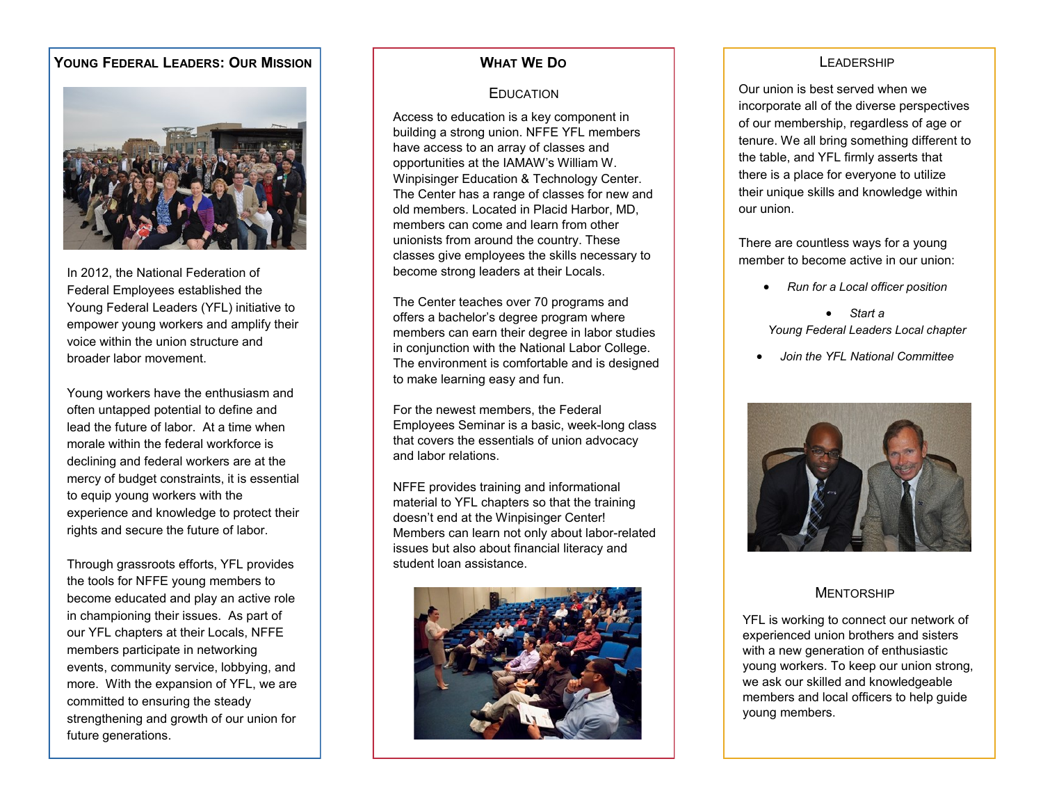## Young Federal Leaders: Our Mission

In 2012, the National Federation of Federal Employees established the Young Federal Leaders (YFL) initiative to empower young workers and amplify their voice within the union structure and broader labor movement.

Young workers have the enthusiasm and often untapped potential to define and lead the future of labor. At a time when morale within the federal workforce is declining and federal workers are at the mercy of budget constraints, it is essential to equip young workers with the experience and knowledge to protect their rights and secure the future of labor.

Through grassroots efforts, YFL provides the tools for NFFE young members to become educated and play an active role in championing their issues. As part of our YFL chapters at their Locals, NFFE members participate in networking events, community service, lobbying, and more. With the expansion of YFL, we are committed to ensuring the steady strengthening and growth of our union for future generations.

## What We Do

### Education

Access to education is a key component in building a strong union. NFFE YFL members have access to an array of classes and opportunities at the IAMAW's William W. Winpisinger Education & Technology Center. The Center has a range of classes for new and old members. Located in Placid Harbor, MD, members can come and learn from other unionists from around the country. These classes give employees the skills necessary to become strong leaders at their Locals.

The Center teaches over 70 programs and offers a bachelor's degree program where members can earn their degree in labor studies in conjunction with the National Labor College. The environment is comfortable and is designed to make learning easy and fun.

For the newest members, the Federal Employees Seminar is a basic, week-long class that covers the essentials of union advocacy and labor relations.

NFFE provides training and informational material to YFL chapters so that the training doesn't end at the Winpisinger Center! Members can learn not only about labor-related issues but also about financial literacy and student loan assistance.

### Leadership

Our union is best served when we incorporate all of the diverse perspectives of our membership, regardless of age or tenure. We all bring something different to the table, and YFL firmly asserts that there is a place for everyone to utilize their unique skills and knowledge within our union.

There are countless ways for a young member to become active in our union:

- *Run for a Local officer position*
- *Start a Young Federal Leaders Local chapter*
- *Join the YFL National Committee*

### Mentorship

YFL is working to connect our network of experienced union brothers and sisters with a new generation of enthusiastic young workers. To keep our union strong, we ask our skilled and knowledgeable members and local officers to help guide young members.